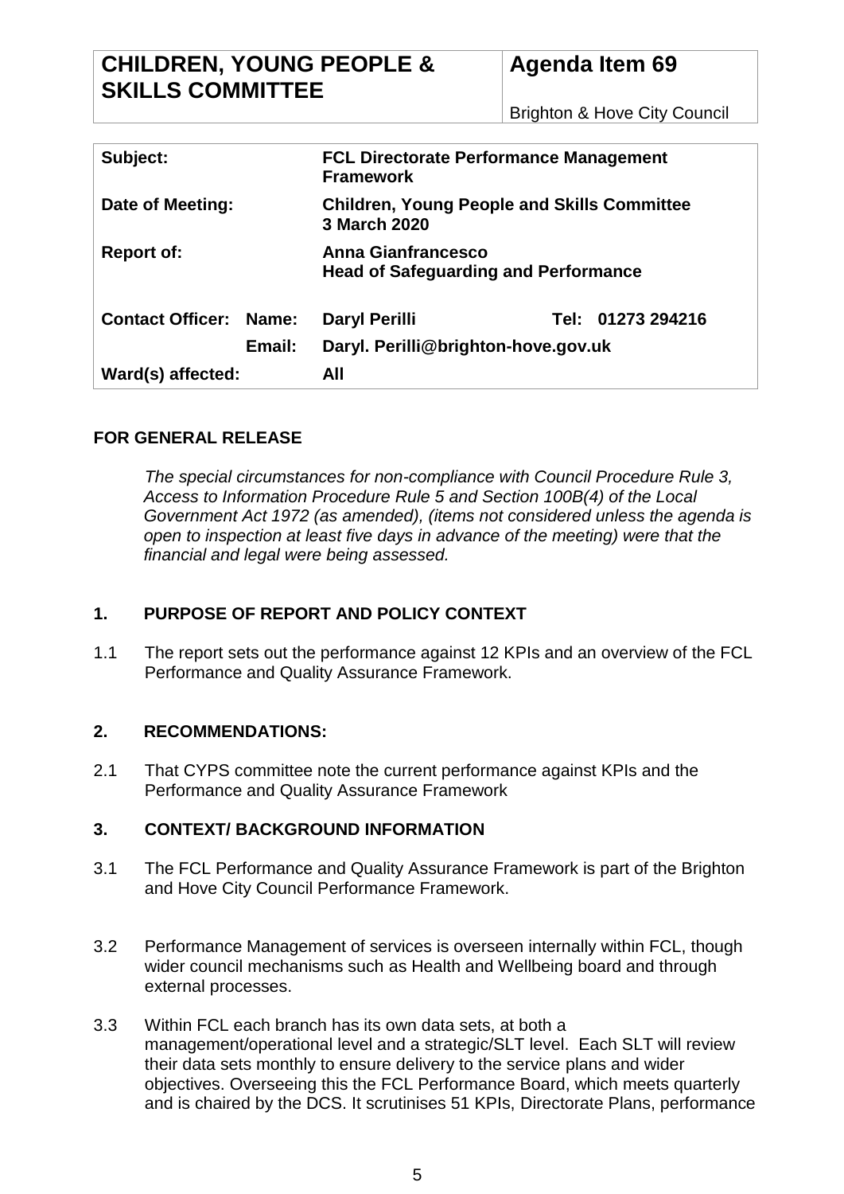| CHILDREN, YOUNG PEOPLE & SKILLS COMMITTEE | Agenda Item 69 |
|---|---|
| | Brighton & Hove City Council |

| | | | |
|---|---|---|---|
| **Subject:** | | **FCL Directorate Performance Management Framework** | |
| **Date of Meeting:** | | **Children, Young People and Skills Committee 3 March 2020** | |
| **Report of:** | | **Anna Gianfrancesco Head of Safeguarding and Performance** | |
| **Contact Officer:** | **Name:** | **Daryl Perilli** | **Tel: 01273 294216** |
| | **Email:** | **Daryl. Perilli@brighton-hove.gov.uk** | |
| **Ward(s) affected:** | | **All** | |

**FOR GENERAL RELEASE**

*The special circumstances for non-compliance with Council Procedure Rule 3, Access to Information Procedure Rule 5 and Section 100B(4) of the Local Government Act 1972 (as amended), (items not considered unless the agenda is open to inspection at least five days in advance of the meeting) were that the financial and legal were being assessed.*

## 1. PURPOSE OF REPORT AND POLICY CONTEXT

1.1 The report sets out the performance against 12 KPIs and an overview of the FCL Performance and Quality Assurance Framework.

## 2. RECOMMENDATIONS:

2.1 That CYPS committee note the current performance against KPIs and the Performance and Quality Assurance Framework

## 3. CONTEXT/ BACKGROUND INFORMATION

3.1 The FCL Performance and Quality Assurance Framework is part of the Brighton and Hove City Council Performance Framework.

3.2 Performance Management of services is overseen internally within FCL, though wider council mechanisms such as Health and Wellbeing board and through external processes.

3.3 Within FCL each branch has its own data sets, at both a management/operational level and a strategic/SLT level. Each SLT will review their data sets monthly to ensure delivery to the service plans and wider objectives. Overseeing this the FCL Performance Board, which meets quarterly and is chaired by the DCS. It scrutinises 51 KPIs, Directorate Plans, performance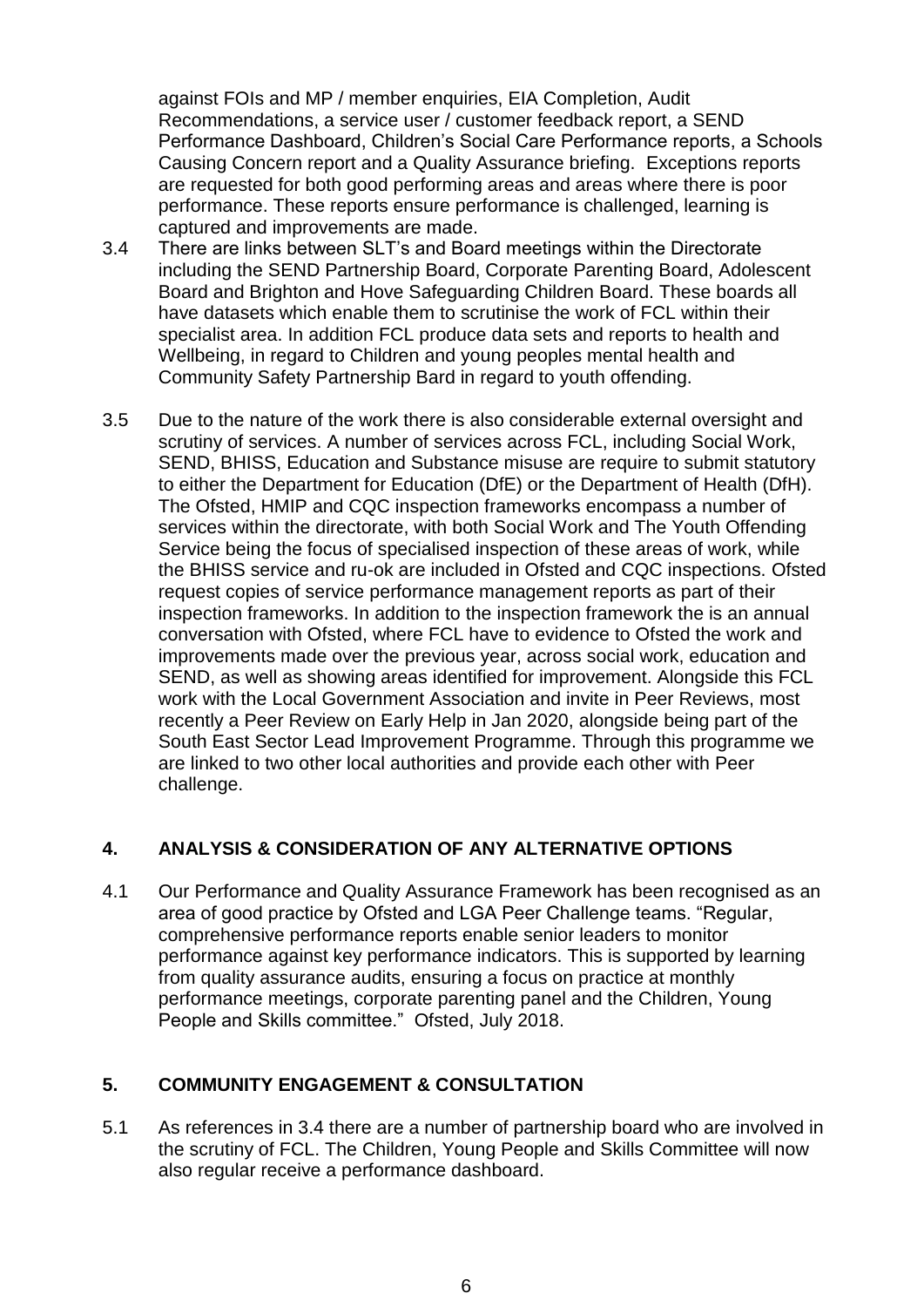against FOIs and MP / member enquiries, EIA Completion, Audit Recommendations, a service user / customer feedback report, a SEND Performance Dashboard, Children's Social Care Performance reports, a Schools Causing Concern report and a Quality Assurance briefing. Exceptions reports are requested for both good performing areas and areas where there is poor performance. These reports ensure performance is challenged, learning is captured and improvements are made.

3.4 There are links between SLT's and Board meetings within the Directorate including the SEND Partnership Board, Corporate Parenting Board, Adolescent Board and Brighton and Hove Safeguarding Children Board. These boards all have datasets which enable them to scrutinise the work of FCL within their specialist area. In addition FCL produce data sets and reports to health and Wellbeing, in regard to Children and young peoples mental health and Community Safety Partnership Bard in regard to youth offending.

3.5 Due to the nature of the work there is also considerable external oversight and scrutiny of services. A number of services across FCL, including Social Work, SEND, BHISS, Education and Substance misuse are require to submit statutory to either the Department for Education (DfE) or the Department of Health (DfH). The Ofsted, HMIP and CQC inspection frameworks encompass a number of services within the directorate, with both Social Work and The Youth Offending Service being the focus of specialised inspection of these areas of work, while the BHISS service and ru-ok are included in Ofsted and CQC inspections. Ofsted request copies of service performance management reports as part of their inspection frameworks. In addition to the inspection framework the is an annual conversation with Ofsted, where FCL have to evidence to Ofsted the work and improvements made over the previous year, across social work, education and SEND, as well as showing areas identified for improvement. Alongside this FCL work with the Local Government Association and invite in Peer Reviews, most recently a Peer Review on Early Help in Jan 2020, alongside being part of the South East Sector Lead Improvement Programme. Through this programme we are linked to two other local authorities and provide each other with Peer challenge.

## 4. ANALYSIS & CONSIDERATION OF ANY ALTERNATIVE OPTIONS

4.1 Our Performance and Quality Assurance Framework has been recognised as an area of good practice by Ofsted and LGA Peer Challenge teams. "Regular, comprehensive performance reports enable senior leaders to monitor performance against key performance indicators. This is supported by learning from quality assurance audits, ensuring a focus on practice at monthly performance meetings, corporate parenting panel and the Children, Young People and Skills committee." Ofsted, July 2018.

## 5. COMMUNITY ENGAGEMENT & CONSULTATION

5.1 As references in 3.4 there are a number of partnership board who are involved in the scrutiny of FCL. The Children, Young People and Skills Committee will now also regular receive a performance dashboard.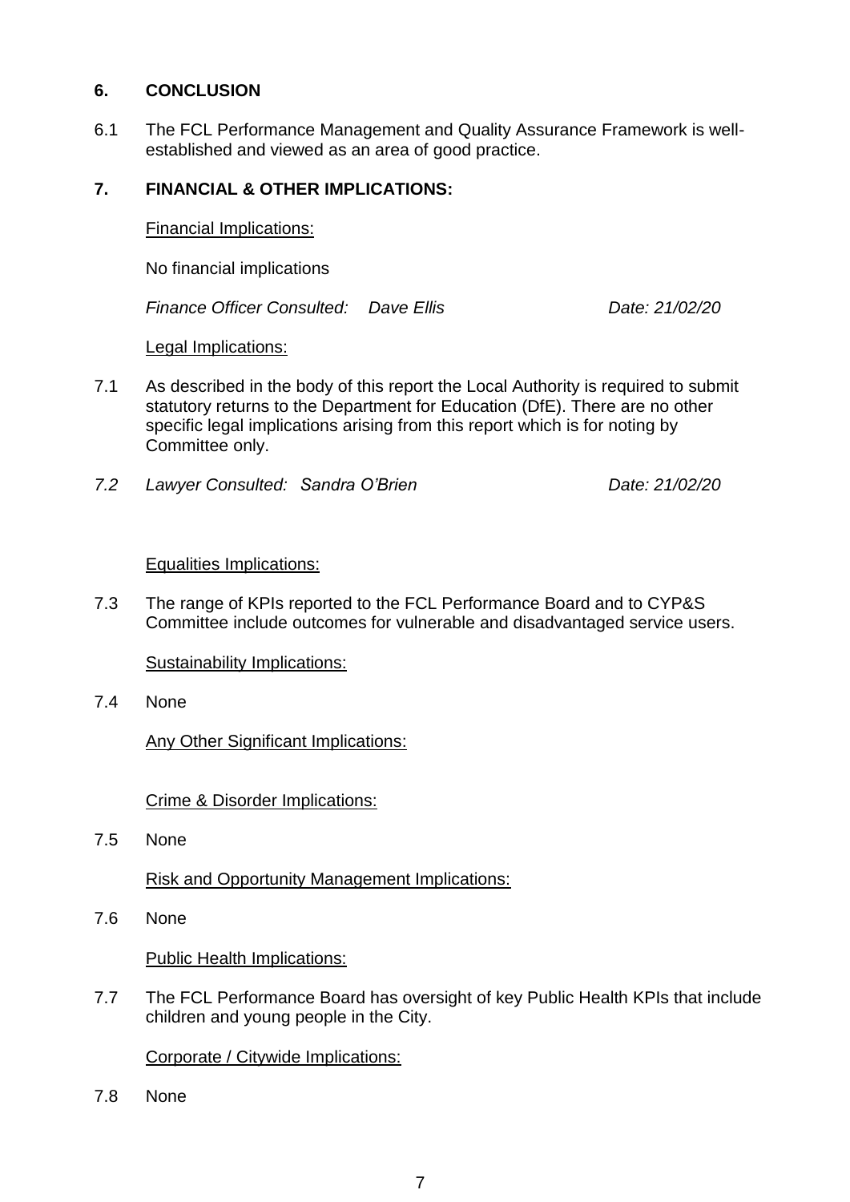## 6. CONCLUSION

6.1 The FCL Performance Management and Quality Assurance Framework is well-established and viewed as an area of good practice.

## 7. FINANCIAL & OTHER IMPLICATIONS:

Financial Implications:

No financial implications

*Finance Officer Consulted: Dave Ellis* *Date: 21/02/20*

Legal Implications:

7.1 As described in the body of this report the Local Authority is required to submit statutory returns to the Department for Education (DfE). There are no other specific legal implications arising from this report which is for noting by Committee only.

*7.2 Lawyer Consulted: Sandra O'Brien* *Date: 21/02/20*

Equalities Implications:

7.3 The range of KPIs reported to the FCL Performance Board and to CYP&S Committee include outcomes for vulnerable and disadvantaged service users.

Sustainability Implications:

7.4 None

Any Other Significant Implications:

Crime & Disorder Implications:

7.5 None

Risk and Opportunity Management Implications:

7.6 None

Public Health Implications:

7.7 The FCL Performance Board has oversight of key Public Health KPIs that include children and young people in the City.

Corporate / Citywide Implications:

7.8 None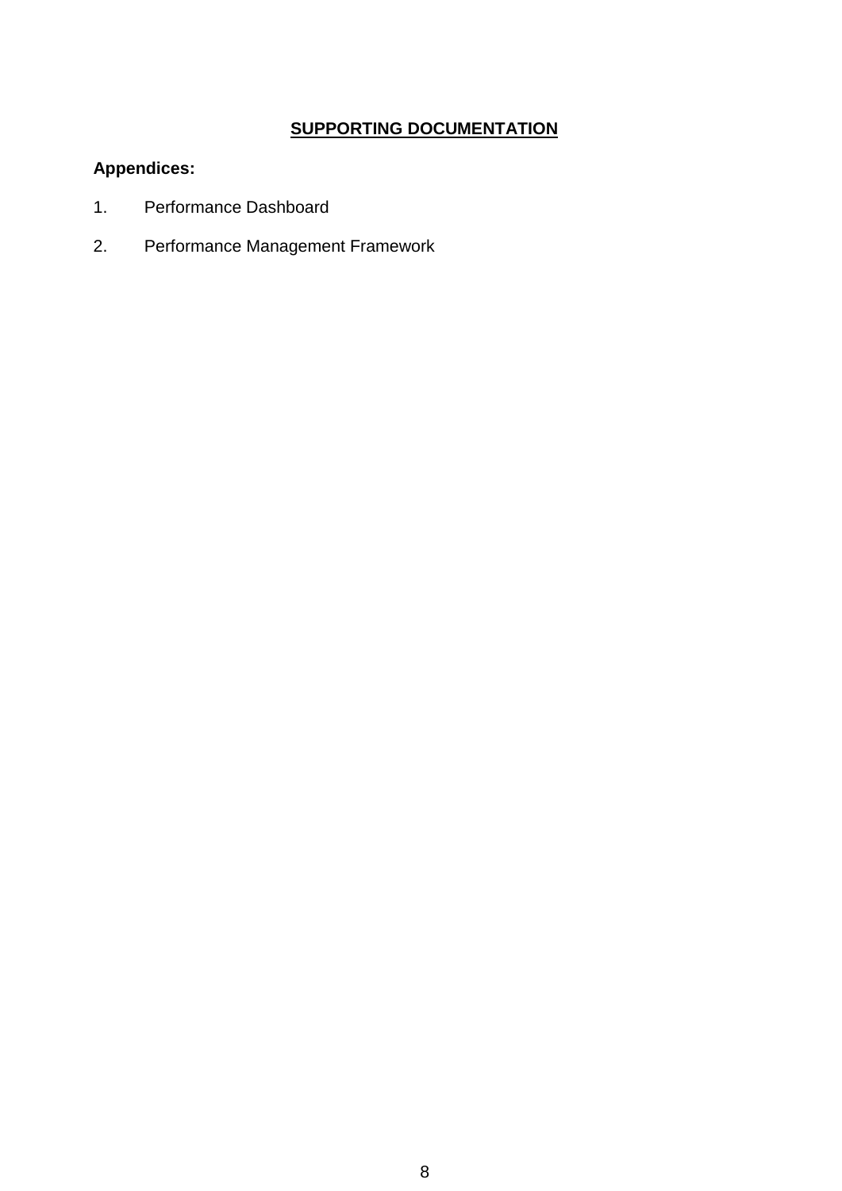## SUPPORTING DOCUMENTATION

**Appendices:**

1. Performance Dashboard
2. Performance Management Framework